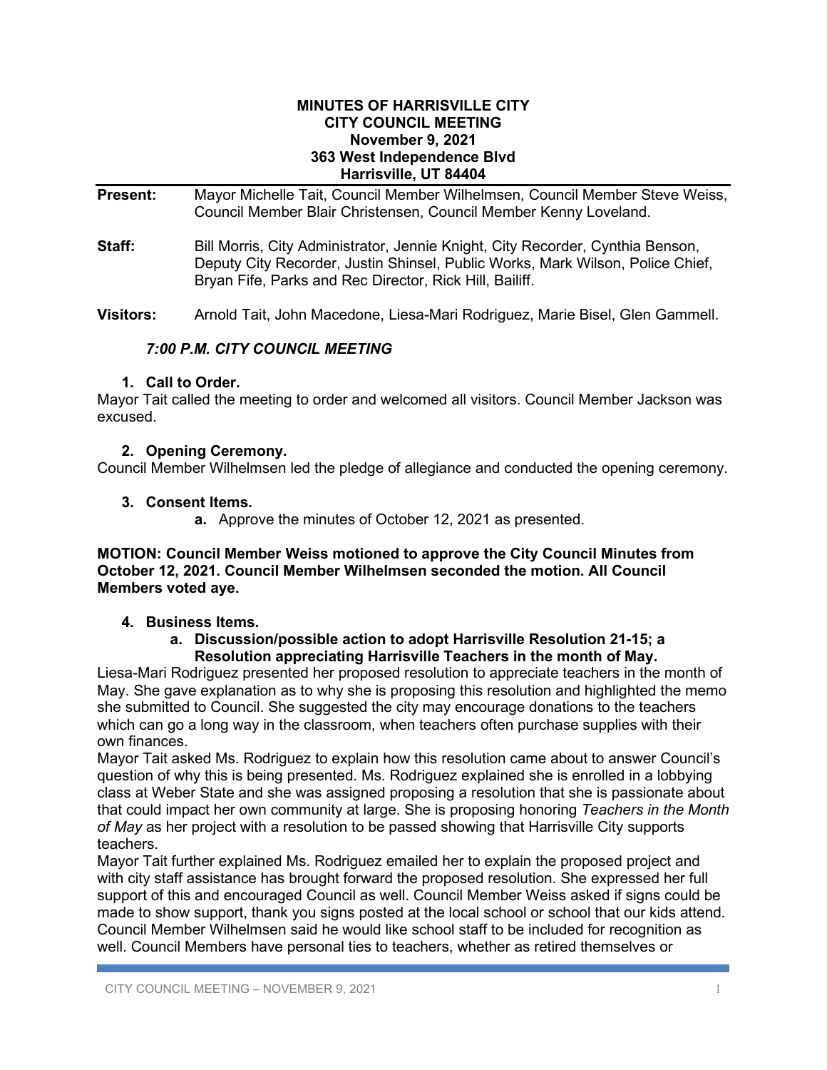**MINUTES OF HARRISVILLE CITY**
**CITY COUNCIL MEETING**
**November 9, 2021**
**363 West Independence Blvd**
**Harrisville, UT 84404**

**Present:** Mayor Michelle Tait, Council Member Wilhelmsen, Council Member Steve Weiss, Council Member Blair Christensen, Council Member Kenny Loveland.

**Staff:** Bill Morris, City Administrator, Jennie Knight, City Recorder, Cynthia Benson, Deputy City Recorder, Justin Shinsel, Public Works, Mark Wilson, Police Chief, Bryan Fife, Parks and Rec Director, Rick Hill, Bailiff.

**Visitors:** Arnold Tait, John Macedone, Liesa-Mari Rodriguez, Marie Bisel, Glen Gammell.

***7:00 P.M. CITY COUNCIL MEETING***

**1. Call to Order.**

Mayor Tait called the meeting to order and welcomed all visitors. Council Member Jackson was excused.

**2. Opening Ceremony.**

Council Member Wilhelmsen led the pledge of allegiance and conducted the opening ceremony.

**3. Consent Items.**

**a.** Approve the minutes of October 12, 2021 as presented.

**MOTION: Council Member Weiss motioned to approve the City Council Minutes from October 12, 2021. Council Member Wilhelmsen seconded the motion. All Council Members voted aye.**

**4. Business Items.**

**a. Discussion/possible action to adopt Harrisville Resolution 21-15; a Resolution appreciating Harrisville Teachers in the month of May.**

Liesa-Mari Rodriguez presented her proposed resolution to appreciate teachers in the month of May. She gave explanation as to why she is proposing this resolution and highlighted the memo she submitted to Council. She suggested the city may encourage donations to the teachers which can go a long way in the classroom, when teachers often purchase supplies with their own finances.

Mayor Tait asked Ms. Rodriguez to explain how this resolution came about to answer Council's question of why this is being presented. Ms. Rodriguez explained she is enrolled in a lobbying class at Weber State and she was assigned proposing a resolution that she is passionate about that could impact her own community at large. She is proposing honoring *Teachers in the Month of May* as her project with a resolution to be passed showing that Harrisville City supports teachers.

Mayor Tait further explained Ms. Rodriguez emailed her to explain the proposed project and with city staff assistance has brought forward the proposed resolution. She expressed her full support of this and encouraged Council as well. Council Member Weiss asked if signs could be made to show support, thank you signs posted at the local school or school that our kids attend. Council Member Wilhelmsen said he would like school staff to be included for recognition as well. Council Members have personal ties to teachers, whether as retired themselves or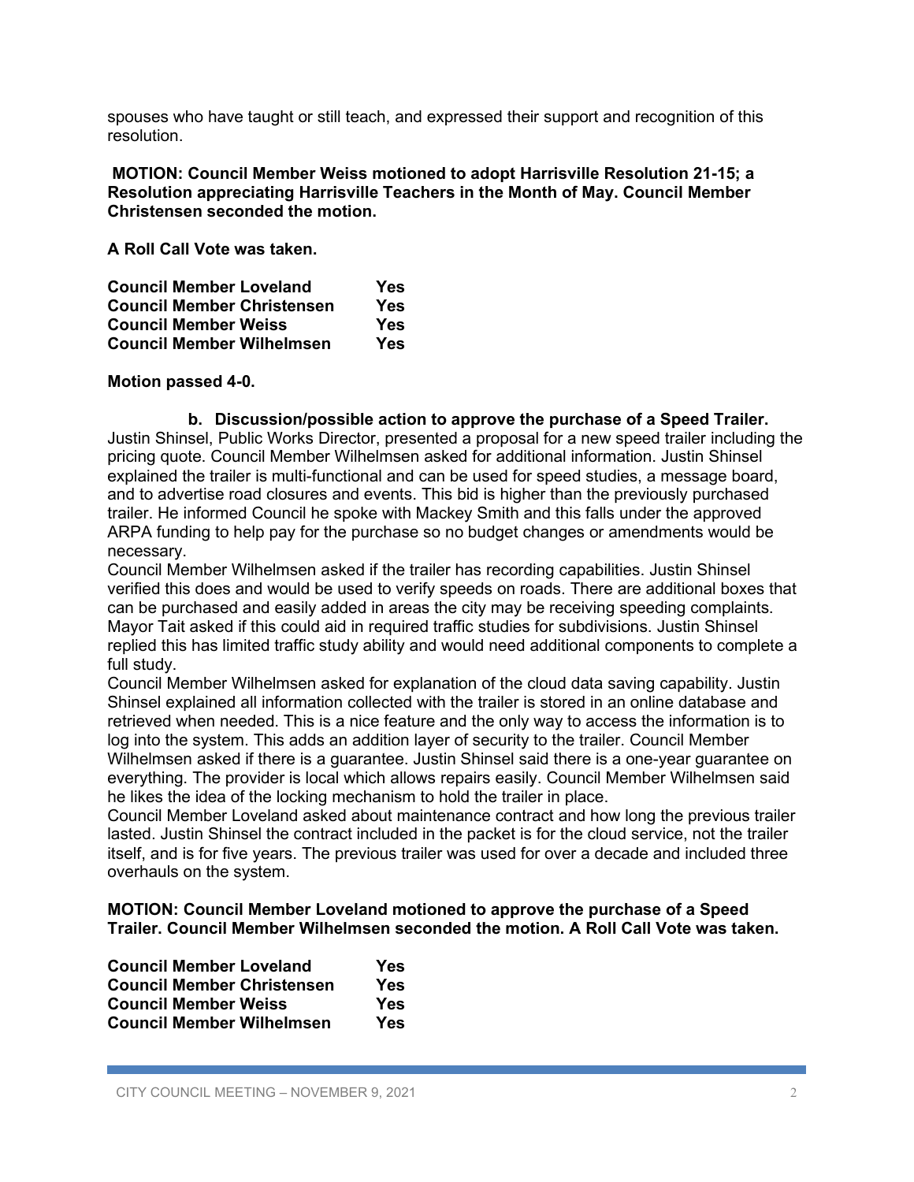spouses who have taught or still teach, and expressed their support and recognition of this resolution.

**MOTION: Council Member Weiss motioned to adopt Harrisville Resolution 21-15; a Resolution appreciating Harrisville Teachers in the Month of May. Council Member Christensen seconded the motion.**

**A Roll Call Vote was taken.**

| | |
|---|---|
| **Council Member Loveland** | **Yes** |
| **Council Member Christensen** | **Yes** |
| **Council Member Weiss** | **Yes** |
| **Council Member Wilhelmsen** | **Yes** |

**Motion passed 4-0.**

**b. Discussion/possible action to approve the purchase of a Speed Trailer.**

Justin Shinsel, Public Works Director, presented a proposal for a new speed trailer including the pricing quote. Council Member Wilhelmsen asked for additional information. Justin Shinsel explained the trailer is multi-functional and can be used for speed studies, a message board, and to advertise road closures and events. This bid is higher than the previously purchased trailer. He informed Council he spoke with Mackey Smith and this falls under the approved ARPA funding to help pay for the purchase so no budget changes or amendments would be necessary.

Council Member Wilhelmsen asked if the trailer has recording capabilities. Justin Shinsel verified this does and would be used to verify speeds on roads. There are additional boxes that can be purchased and easily added in areas the city may be receiving speeding complaints. Mayor Tait asked if this could aid in required traffic studies for subdivisions. Justin Shinsel replied this has limited traffic study ability and would need additional components to complete a full study.

Council Member Wilhelmsen asked for explanation of the cloud data saving capability. Justin Shinsel explained all information collected with the trailer is stored in an online database and retrieved when needed. This is a nice feature and the only way to access the information is to log into the system. This adds an addition layer of security to the trailer. Council Member Wilhelmsen asked if there is a guarantee. Justin Shinsel said there is a one-year guarantee on everything. The provider is local which allows repairs easily. Council Member Wilhelmsen said he likes the idea of the locking mechanism to hold the trailer in place.

Council Member Loveland asked about maintenance contract and how long the previous trailer lasted. Justin Shinsel the contract included in the packet is for the cloud service, not the trailer itself, and is for five years. The previous trailer was used for over a decade and included three overhauls on the system.

**MOTION: Council Member Loveland motioned to approve the purchase of a Speed Trailer. Council Member Wilhelmsen seconded the motion. A Roll Call Vote was taken.**

| | |
|---|---|
| **Council Member Loveland** | **Yes** |
| **Council Member Christensen** | **Yes** |
| **Council Member Weiss** | **Yes** |
| **Council Member Wilhelmsen** | **Yes** |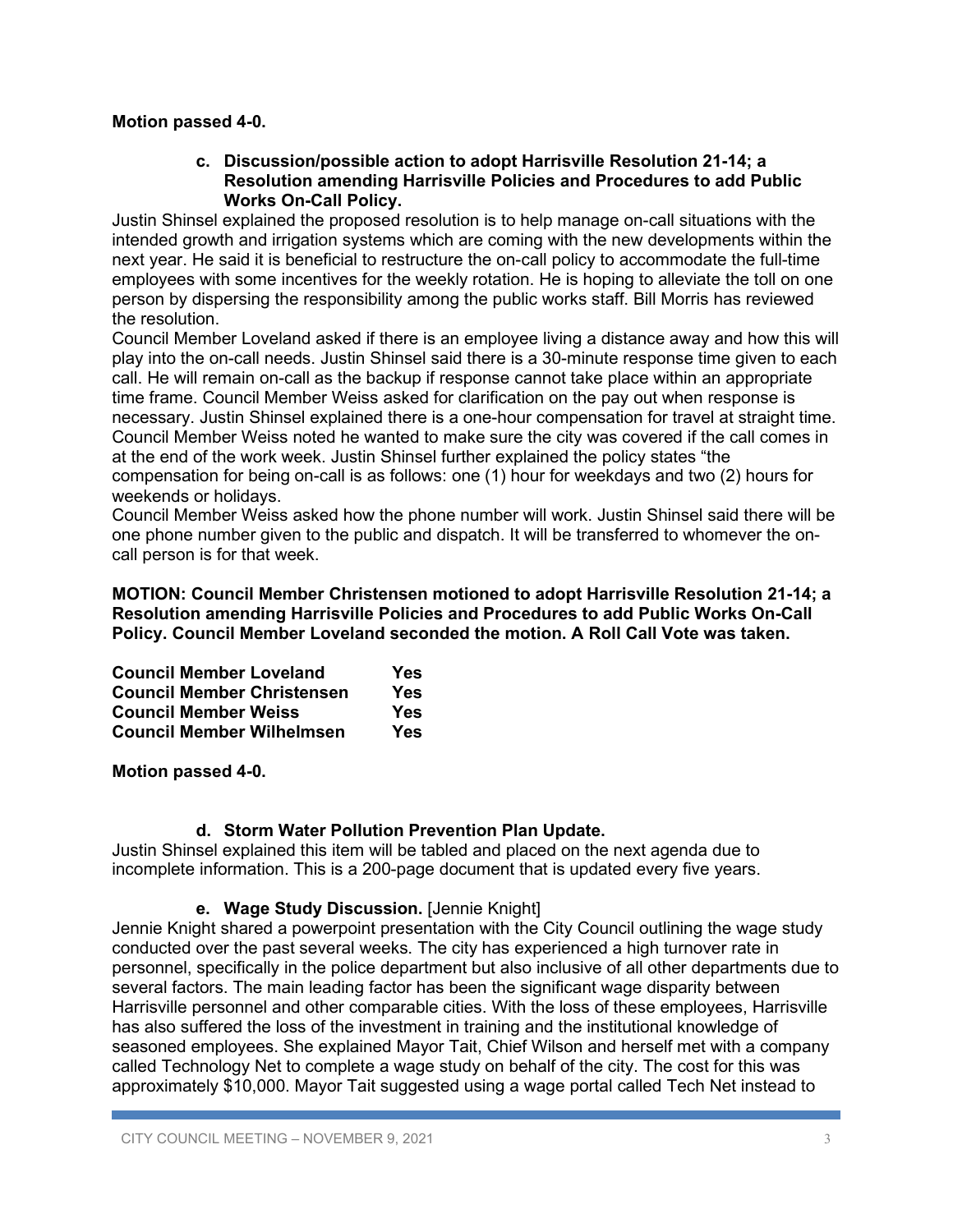**Motion passed 4-0.**

**c. Discussion/possible action to adopt Harrisville Resolution 21-14; a Resolution amending Harrisville Policies and Procedures to add Public Works On-Call Policy.**

Justin Shinsel explained the proposed resolution is to help manage on-call situations with the intended growth and irrigation systems which are coming with the new developments within the next year. He said it is beneficial to restructure the on-call policy to accommodate the full-time employees with some incentives for the weekly rotation. He is hoping to alleviate the toll on one person by dispersing the responsibility among the public works staff. Bill Morris has reviewed the resolution.

Council Member Loveland asked if there is an employee living a distance away and how this will play into the on-call needs. Justin Shinsel said there is a 30-minute response time given to each call. He will remain on-call as the backup if response cannot take place within an appropriate time frame. Council Member Weiss asked for clarification on the pay out when response is necessary. Justin Shinsel explained there is a one-hour compensation for travel at straight time. Council Member Weiss noted he wanted to make sure the city was covered if the call comes in at the end of the work week. Justin Shinsel further explained the policy states "the compensation for being on-call is as follows: one (1) hour for weekdays and two (2) hours for weekends or holidays.

Council Member Weiss asked how the phone number will work. Justin Shinsel said there will be one phone number given to the public and dispatch. It will be transferred to whomever the on-call person is for that week.

**MOTION: Council Member Christensen motioned to adopt Harrisville Resolution 21-14; a Resolution amending Harrisville Policies and Procedures to add Public Works On-Call Policy. Council Member Loveland seconded the motion. A Roll Call Vote was taken.**

| | |
|---|---|
| **Council Member Loveland** | **Yes** |
| **Council Member Christensen** | **Yes** |
| **Council Member Weiss** | **Yes** |
| **Council Member Wilhelmsen** | **Yes** |

**Motion passed 4-0.**

**d. Storm Water Pollution Prevention Plan Update.**

Justin Shinsel explained this item will be tabled and placed on the next agenda due to incomplete information. This is a 200-page document that is updated every five years.

**e. Wage Study Discussion.** [Jennie Knight]

Jennie Knight shared a powerpoint presentation with the City Council outlining the wage study conducted over the past several weeks. The city has experienced a high turnover rate in personnel, specifically in the police department but also inclusive of all other departments due to several factors. The main leading factor has been the significant wage disparity between Harrisville personnel and other comparable cities. With the loss of these employees, Harrisville has also suffered the loss of the investment in training and the institutional knowledge of seasoned employees. She explained Mayor Tait, Chief Wilson and herself met with a company called Technology Net to complete a wage study on behalf of the city. The cost for this was approximately $10,000. Mayor Tait suggested using a wage portal called Tech Net instead to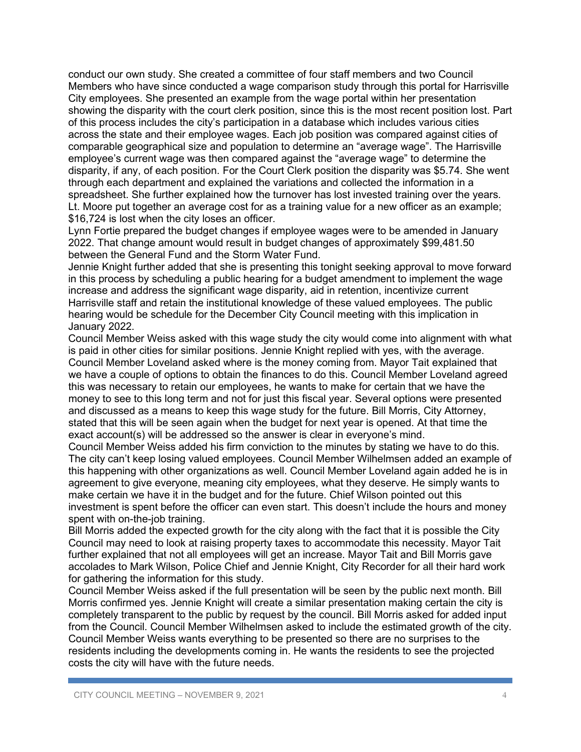conduct our own study. She created a committee of four staff members and two Council Members who have since conducted a wage comparison study through this portal for Harrisville City employees. She presented an example from the wage portal within her presentation showing the disparity with the court clerk position, since this is the most recent position lost. Part of this process includes the city's participation in a database which includes various cities across the state and their employee wages. Each job position was compared against cities of comparable geographical size and population to determine an "average wage". The Harrisville employee's current wage was then compared against the "average wage" to determine the disparity, if any, of each position. For the Court Clerk position the disparity was $5.74. She went through each department and explained the variations and collected the information in a spreadsheet. She further explained how the turnover has lost invested training over the years. Lt. Moore put together an average cost for as a training value for a new officer as an example; $16,724 is lost when the city loses an officer.

Lynn Fortie prepared the budget changes if employee wages were to be amended in January 2022. That change amount would result in budget changes of approximately $99,481.50 between the General Fund and the Storm Water Fund.

Jennie Knight further added that she is presenting this tonight seeking approval to move forward in this process by scheduling a public hearing for a budget amendment to implement the wage increase and address the significant wage disparity, aid in retention, incentivize current Harrisville staff and retain the institutional knowledge of these valued employees. The public hearing would be schedule for the December City Council meeting with this implication in January 2022.

Council Member Weiss asked with this wage study the city would come into alignment with what is paid in other cities for similar positions. Jennie Knight replied with yes, with the average. Council Member Loveland asked where is the money coming from. Mayor Tait explained that we have a couple of options to obtain the finances to do this. Council Member Loveland agreed this was necessary to retain our employees, he wants to make for certain that we have the money to see to this long term and not for just this fiscal year. Several options were presented and discussed as a means to keep this wage study for the future. Bill Morris, City Attorney, stated that this will be seen again when the budget for next year is opened. At that time the exact account(s) will be addressed so the answer is clear in everyone's mind.

Council Member Weiss added his firm conviction to the minutes by stating we have to do this. The city can't keep losing valued employees. Council Member Wilhelmsen added an example of this happening with other organizations as well. Council Member Loveland again added he is in agreement to give everyone, meaning city employees, what they deserve. He simply wants to make certain we have it in the budget and for the future. Chief Wilson pointed out this investment is spent before the officer can even start. This doesn't include the hours and money spent with on-the-job training.

Bill Morris added the expected growth for the city along with the fact that it is possible the City Council may need to look at raising property taxes to accommodate this necessity. Mayor Tait further explained that not all employees will get an increase. Mayor Tait and Bill Morris gave accolades to Mark Wilson, Police Chief and Jennie Knight, City Recorder for all their hard work for gathering the information for this study.

Council Member Weiss asked if the full presentation will be seen by the public next month. Bill Morris confirmed yes. Jennie Knight will create a similar presentation making certain the city is completely transparent to the public by request by the council. Bill Morris asked for added input from the Council. Council Member Wilhelmsen asked to include the estimated growth of the city. Council Member Weiss wants everything to be presented so there are no surprises to the residents including the developments coming in. He wants the residents to see the projected costs the city will have with the future needs.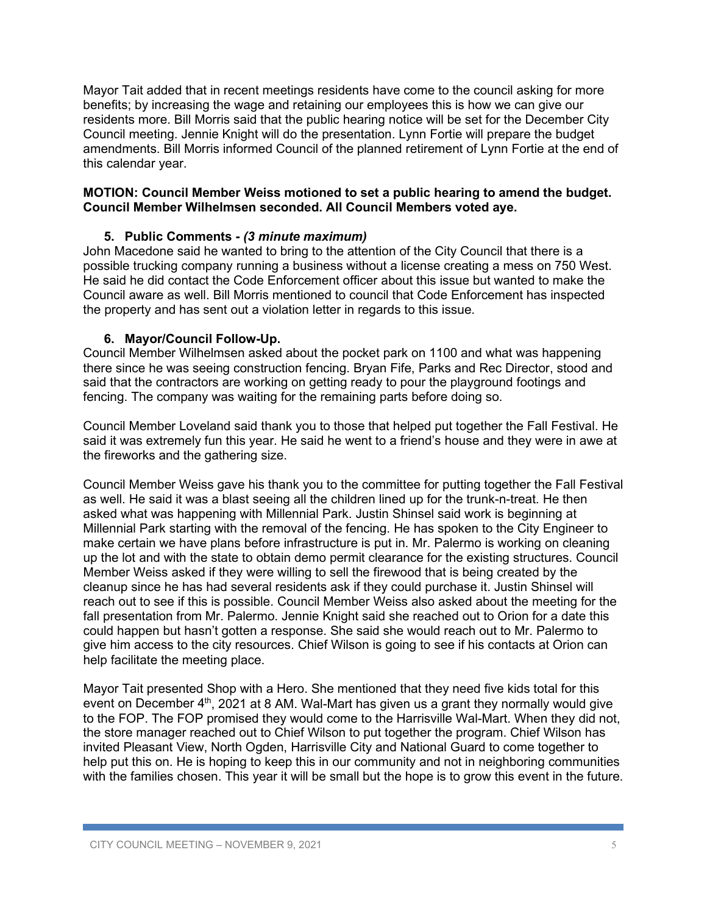Mayor Tait added that in recent meetings residents have come to the council asking for more benefits; by increasing the wage and retaining our employees this is how we can give our residents more. Bill Morris said that the public hearing notice will be set for the December City Council meeting. Jennie Knight will do the presentation. Lynn Fortie will prepare the budget amendments. Bill Morris informed Council of the planned retirement of Lynn Fortie at the end of this calendar year.

**MOTION: Council Member Weiss motioned to set a public hearing to amend the budget. Council Member Wilhelmsen seconded. All Council Members voted aye.**

**5. Public Comments -** ***(3 minute maximum)***

John Macedone said he wanted to bring to the attention of the City Council that there is a possible trucking company running a business without a license creating a mess on 750 West. He said he did contact the Code Enforcement officer about this issue but wanted to make the Council aware as well. Bill Morris mentioned to council that Code Enforcement has inspected the property and has sent out a violation letter in regards to this issue.

**6. Mayor/Council Follow-Up.**

Council Member Wilhelmsen asked about the pocket park on 1100 and what was happening there since he was seeing construction fencing. Bryan Fife, Parks and Rec Director, stood and said that the contractors are working on getting ready to pour the playground footings and fencing. The company was waiting for the remaining parts before doing so.

Council Member Loveland said thank you to those that helped put together the Fall Festival. He said it was extremely fun this year. He said he went to a friend's house and they were in awe at the fireworks and the gathering size.

Council Member Weiss gave his thank you to the committee for putting together the Fall Festival as well. He said it was a blast seeing all the children lined up for the trunk-n-treat. He then asked what was happening with Millennial Park. Justin Shinsel said work is beginning at Millennial Park starting with the removal of the fencing. He has spoken to the City Engineer to make certain we have plans before infrastructure is put in. Mr. Palermo is working on cleaning up the lot and with the state to obtain demo permit clearance for the existing structures. Council Member Weiss asked if they were willing to sell the firewood that is being created by the cleanup since he has had several residents ask if they could purchase it. Justin Shinsel will reach out to see if this is possible. Council Member Weiss also asked about the meeting for the fall presentation from Mr. Palermo. Jennie Knight said she reached out to Orion for a date this could happen but hasn't gotten a response. She said she would reach out to Mr. Palermo to give him access to the city resources. Chief Wilson is going to see if his contacts at Orion can help facilitate the meeting place.

Mayor Tait presented Shop with a Hero. She mentioned that they need five kids total for this event on December 4th, 2021 at 8 AM. Wal-Mart has given us a grant they normally would give to the FOP. The FOP promised they would come to the Harrisville Wal-Mart. When they did not, the store manager reached out to Chief Wilson to put together the program. Chief Wilson has invited Pleasant View, North Ogden, Harrisville City and National Guard to come together to help put this on. He is hoping to keep this in our community and not in neighboring communities with the families chosen. This year it will be small but the hope is to grow this event in the future.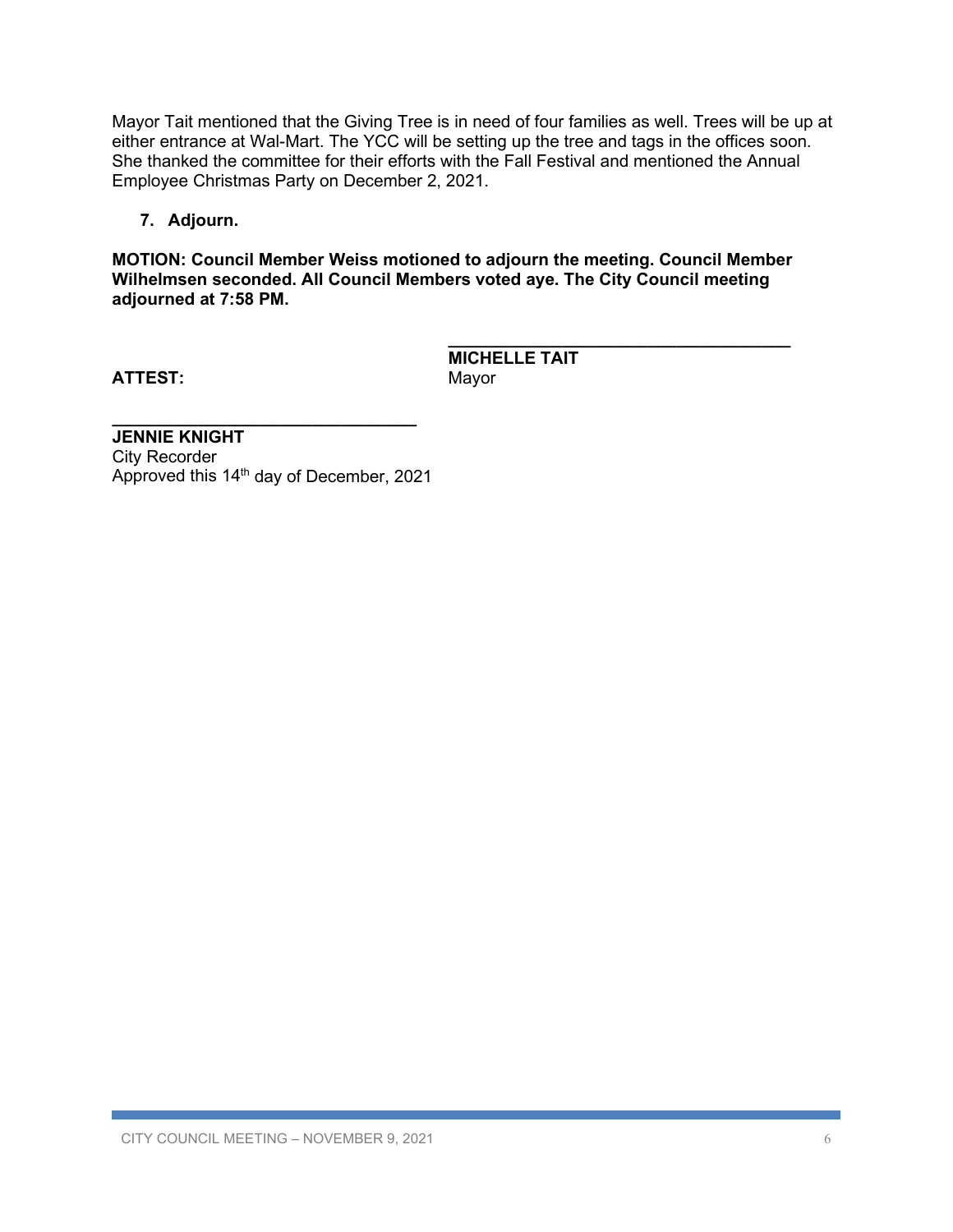Mayor Tait mentioned that the Giving Tree is in need of four families as well. Trees will be up at either entrance at Wal-Mart. The YCC will be setting up the tree and tags in the offices soon. She thanked the committee for their efforts with the Fall Festival and mentioned the Annual Employee Christmas Party on December 2, 2021.

**7. Adjourn.**

**MOTION: Council Member Weiss motioned to adjourn the meeting. Council Member Wilhelmsen seconded. All Council Members voted aye. The City Council meeting adjourned at 7:58 PM.**

\_\_\_\_\_\_\_\_\_\_\_\_\_\_\_\_\_\_\_\_\_\_\_\_\_\_\_\_\_\_\_\_\_\_\_\_\_\_
**MICHELLE TAIT**
Mayor

**ATTEST:**

\_\_\_\_\_\_\_\_\_\_\_\_\_\_\_\_\_\_\_\_\_\_\_\_\_\_\_\_\_\_\_\_\_\_
**JENNIE KNIGHT**
City Recorder
Approved this 14th day of December, 2021